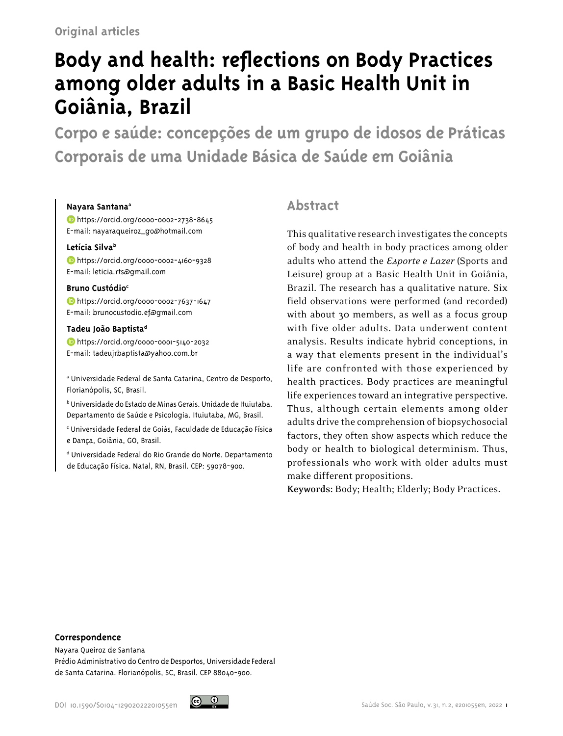Original articles

# Body and health: reflections on Body Practices among older adults in a Basic Health Unit in Goiânia, Brazil

## Corpo e saúde: concepções de um grupo de idosos de Práticas Corporais de uma Unidade Básica de Saúde em Goiânia

**Nayara Santana**[a]
https://orcid.org/0000-0002-2738-8645
E-mail: nayaraqueiroz_go@hotmail.com

**Letícia Silva**[b]
https://orcid.org/0000-0002-4160-9328
E-mail: leticia.rts@gmail.com

**Bruno Custódio**[c]
https://orcid.org/0000-0002-7637-1647
E-mail: brunocustodio.ef@gmail.com

**Tadeu João Baptista**[d]
https://orcid.org/0000-0001-5140-2032
E-mail: tadeujrbaptista@yahoo.com.br

[a] Universidade Federal de Santa Catarina, Centro de Desporto, Florianópolis, SC, Brasil.

[b] Universidade do Estado de Minas Gerais. Unidade de Ituiutaba. Departamento de Saúde e Psicologia. Ituiutaba, MG, Brasil.

[c] Universidade Federal de Goiás, Faculdade de Educação Física e Dança, Goiânia, GO, Brasil.

[d] Universidade Federal do Rio Grande do Norte. Departamento de Educação Física. Natal, RN, Brasil. CEP: 59078-900.

## Abstract

This qualitative research investigates the concepts of body and health in body practices among older adults who attend the *Esporte e Lazer* (Sports and Leisure) group at a Basic Health Unit in Goiânia, Brazil. The research has a qualitative nature. Six field observations were performed (and recorded) with about 30 members, as well as a focus group with five older adults. Data underwent content analysis. Results indicate hybrid conceptions, in a way that elements present in the individual's life are confronted with those experienced by health practices. Body practices are meaningful life experiences toward an integrative perspective. Thus, although certain elements among older adults drive the comprehension of biopsychosocial factors, they often show aspects which reduce the body or health to biological determinism. Thus, professionals who work with older adults must make different propositions.

**Keywords:** Body; Health; Elderly; Body Practices.

**Correspondence**
Nayara Queiroz de Santana
Prédio Administrativo do Centro de Desportos, Universidade Federal de Santa Catarina. Florianópolis, SC, Brasil. CEP 88040-900.

DOI 10.1590/S0104-12902022201055en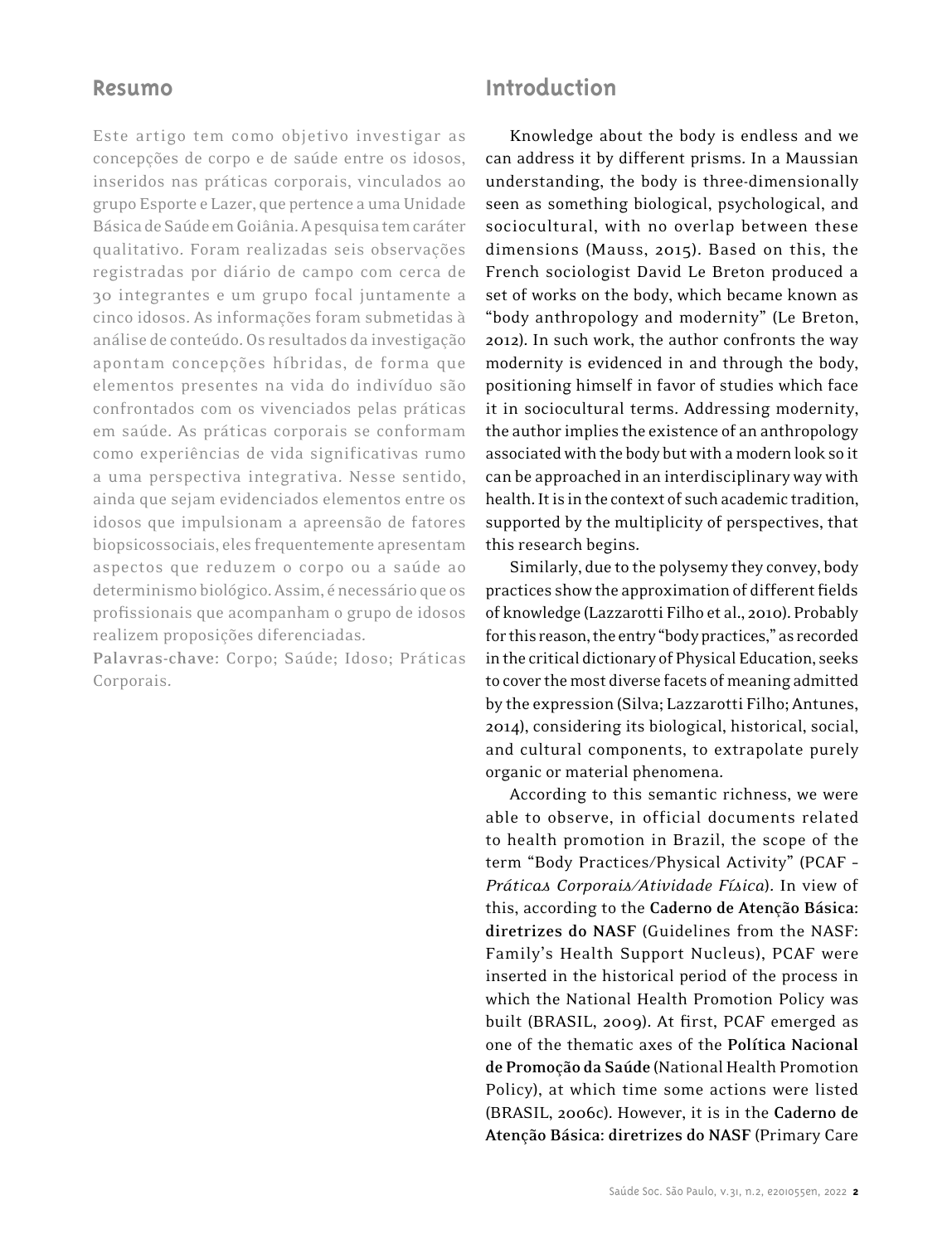## Resumo

Este artigo tem como objetivo investigar as concepções de corpo e de saúde entre os idosos, inseridos nas práticas corporais, vinculados ao grupo Esporte e Lazer, que pertence a uma Unidade Básica de Saúde em Goiânia. A pesquisa tem caráter qualitativo. Foram realizadas seis observações registradas por diário de campo com cerca de 30 integrantes e um grupo focal juntamente a cinco idosos. As informações foram submetidas à análise de conteúdo. Os resultados da investigação apontam concepções híbridas, de forma que elementos presentes na vida do indivíduo são confrontados com os vivenciados pelas práticas em saúde. As práticas corporais se conformam como experiências de vida significativas rumo a uma perspectiva integrativa. Nesse sentido, ainda que sejam evidenciados elementos entre os idosos que impulsionam a apreensão de fatores biopsicossociais, eles frequentemente apresentam aspectos que reduzem o corpo ou a saúde ao determinismo biológico. Assim, é necessário que os profissionais que acompanham o grupo de idosos realizem proposições diferenciadas.

**Palavras-chave**: Corpo; Saúde; Idoso; Práticas Corporais.

## Introduction

Knowledge about the body is endless and we can address it by different prisms. In a Maussian understanding, the body is three-dimensionally seen as something biological, psychological, and sociocultural, with no overlap between these dimensions (Mauss, 2015). Based on this, the French sociologist David Le Breton produced a set of works on the body, which became known as "body anthropology and modernity" (Le Breton, 2012). In such work, the author confronts the way modernity is evidenced in and through the body, positioning himself in favor of studies which face it in sociocultural terms. Addressing modernity, the author implies the existence of an anthropology associated with the body but with a modern look so it can be approached in an interdisciplinary way with health. It is in the context of such academic tradition, supported by the multiplicity of perspectives, that this research begins.

Similarly, due to the polysemy they convey, body practices show the approximation of different fields of knowledge (Lazzarotti Filho et al., 2010). Probably for this reason, the entry "body practices," as recorded in the critical dictionary of Physical Education, seeks to cover the most diverse facets of meaning admitted by the expression (Silva; Lazzarotti Filho; Antunes, 2014), considering its biological, historical, social, and cultural components, to extrapolate purely organic or material phenomena.

According to this semantic richness, we were able to observe, in official documents related to health promotion in Brazil, the scope of the term "Body Practices/Physical Activity" (PCAF - *Práticas Corporais/Atividade Física*). In view of this, according to the **Caderno de Atenção Básica: diretrizes do NASF** (Guidelines from the NASF: Family's Health Support Nucleus), PCAF were inserted in the historical period of the process in which the National Health Promotion Policy was built (BRASIL, 2009). At first, PCAF emerged as one of the thematic axes of the **Política Nacional de Promoção da Saúde** (National Health Promotion Policy), at which time some actions were listed (BRASIL, 2006c). However, it is in the **Caderno de Atenção Básica: diretrizes do NASF** (Primary Care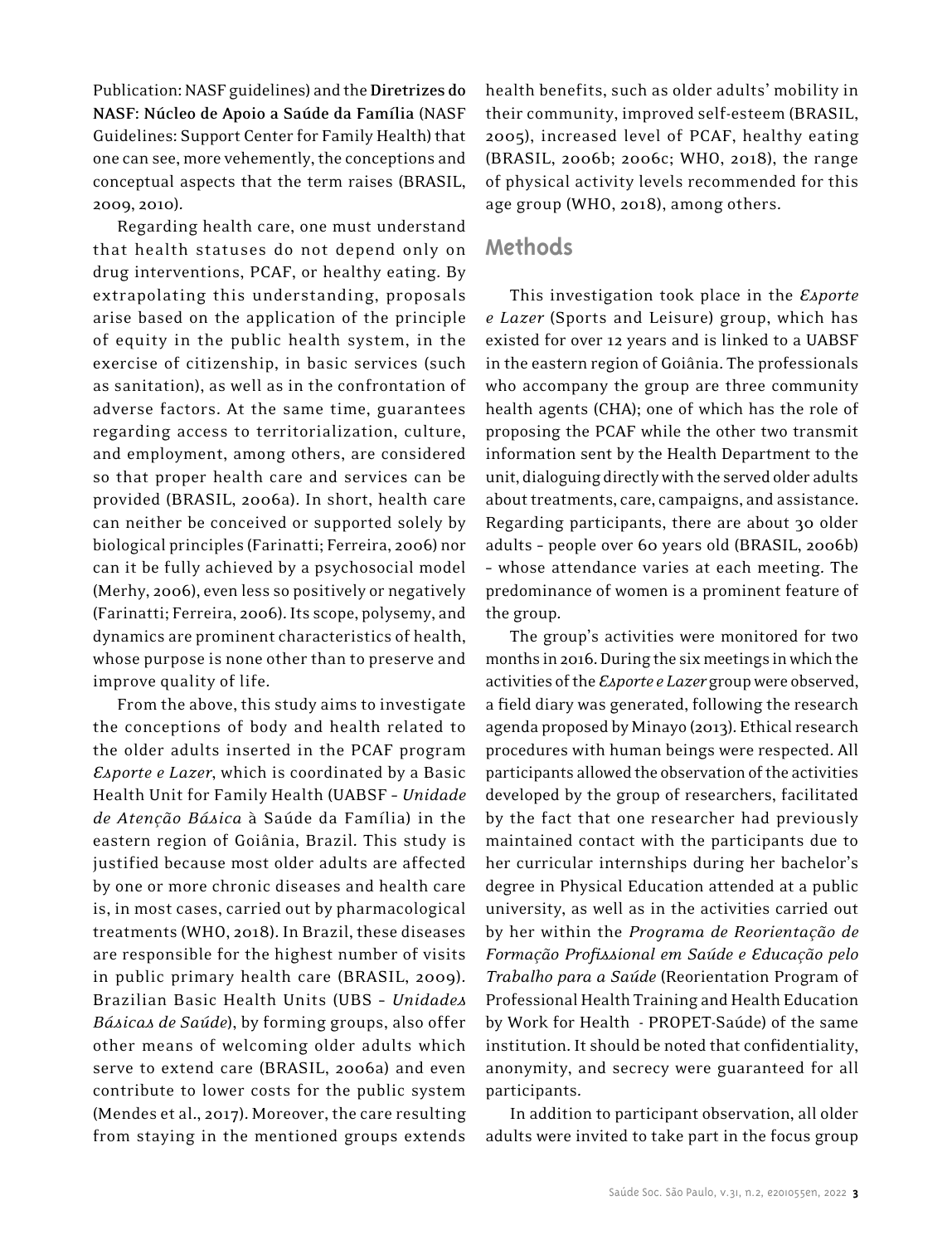Publication: NASF guidelines) and the **Diretrizes do NASF: Núcleo de Apoio a Saúde da Família** (NASF Guidelines: Support Center for Family Health) that one can see, more vehemently, the conceptions and conceptual aspects that the term raises (BRASIL, 2009, 2010).

Regarding health care, one must understand that health statuses do not depend only on drug interventions, PCAF, or healthy eating. By extrapolating this understanding, proposals arise based on the application of the principle of equity in the public health system, in the exercise of citizenship, in basic services (such as sanitation), as well as in the confrontation of adverse factors. At the same time, guarantees regarding access to territorialization, culture, and employment, among others, are considered so that proper health care and services can be provided (BRASIL, 2006a). In short, health care can neither be conceived or supported solely by biological principles (Farinatti; Ferreira, 2006) nor can it be fully achieved by a psychosocial model (Merhy, 2006), even less so positively or negatively (Farinatti; Ferreira, 2006). Its scope, polysemy, and dynamics are prominent characteristics of health, whose purpose is none other than to preserve and improve quality of life.

From the above, this study aims to investigate the conceptions of body and health related to the older adults inserted in the PCAF program *Esporte e Lazer*, which is coordinated by a Basic Health Unit for Family Health (UABSF – *Unidade de Atenção Básica* à Saúde da Família) in the eastern region of Goiânia, Brazil. This study is justified because most older adults are affected by one or more chronic diseases and health care is, in most cases, carried out by pharmacological treatments (WHO, 2018). In Brazil, these diseases are responsible for the highest number of visits in public primary health care (BRASIL, 2009). Brazilian Basic Health Units (UBS – *Unidades Básicas de Saúde*), by forming groups, also offer other means of welcoming older adults which serve to extend care (BRASIL, 2006a) and even contribute to lower costs for the public system (Mendes et al., 2017). Moreover, the care resulting from staying in the mentioned groups extends health benefits, such as older adults' mobility in their community, improved self-esteem (BRASIL, 2005), increased level of PCAF, healthy eating (BRASIL, 2006b; 2006c; WHO, 2018), the range of physical activity levels recommended for this age group (WHO, 2018), among others.

## Methods

This investigation took place in the *Esporte e Lazer* (Sports and Leisure) group, which has existed for over 12 years and is linked to a UABSF in the eastern region of Goiânia. The professionals who accompany the group are three community health agents (CHA); one of which has the role of proposing the PCAF while the other two transmit information sent by the Health Department to the unit, dialoguing directly with the served older adults about treatments, care, campaigns, and assistance. Regarding participants, there are about 30 older adults – people over 60 years old (BRASIL, 2006b) – whose attendance varies at each meeting. The predominance of women is a prominent feature of the group.

The group's activities were monitored for two months in 2016. During the six meetings in which the activities of the *Esporte e Lazer* group were observed, a field diary was generated, following the research agenda proposed by Minayo (2013). Ethical research procedures with human beings were respected. All participants allowed the observation of the activities developed by the group of researchers, facilitated by the fact that one researcher had previously maintained contact with the participants due to her curricular internships during her bachelor's degree in Physical Education attended at a public university, as well as in the activities carried out by her within the *Programa de Reorientação de Formação Profissional em Saúde e Educação pelo Trabalho para a Saúde* (Reorientation Program of Professional Health Training and Health Education by Work for Health - PROPET-Saúde) of the same institution. It should be noted that confidentiality, anonymity, and secrecy were guaranteed for all participants.

In addition to participant observation, all older adults were invited to take part in the focus group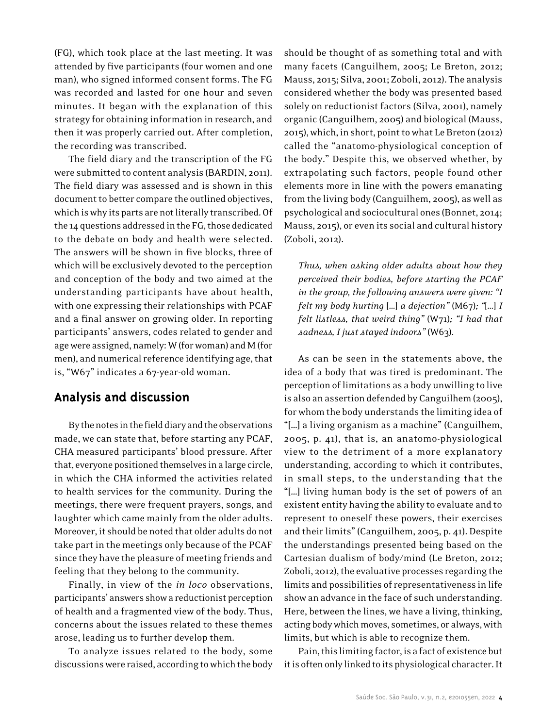(FG), which took place at the last meeting. It was attended by five participants (four women and one man), who signed informed consent forms. The FG was recorded and lasted for one hour and seven minutes. It began with the explanation of this strategy for obtaining information in research, and then it was properly carried out. After completion, the recording was transcribed.

The field diary and the transcription of the FG were submitted to content analysis (BARDIN, 2011). The field diary was assessed and is shown in this document to better compare the outlined objectives, which is why its parts are not literally transcribed. Of the 14 questions addressed in the FG, those dedicated to the debate on body and health were selected. The answers will be shown in five blocks, three of which will be exclusively devoted to the perception and conception of the body and two aimed at the understanding participants have about health, with one expressing their relationships with PCAF and a final answer on growing older. In reporting participants' answers, codes related to gender and age were assigned, namely: W (for woman) and M (for men), and numerical reference identifying age, that is, "W67" indicates a 67-year-old woman.

## Analysis and discussion

By the notes in the field diary and the observations made, we can state that, before starting any PCAF, CHA measured participants' blood pressure. After that, everyone positioned themselves in a large circle, in which the CHA informed the activities related to health services for the community. During the meetings, there were frequent prayers, songs, and laughter which came mainly from the older adults. Moreover, it should be noted that older adults do not take part in the meetings only because of the PCAF since they have the pleasure of meeting friends and feeling that they belong to the community.

Finally, in view of the *in loco* observations, participants' answers show a reductionist perception of health and a fragmented view of the body. Thus, concerns about the issues related to these themes arose, leading us to further develop them.

To analyze issues related to the body, some discussions were raised, according to which the body should be thought of as something total and with many facets (Canguilhem, 2005; Le Breton, 2012; Mauss, 2015; Silva, 2001; Zoboli, 2012). The analysis considered whether the body was presented based solely on reductionist factors (Silva, 2001), namely organic (Canguilhem, 2005) and biological (Mauss, 2015), which, in short, point to what Le Breton (2012) called the "anatomo-physiological conception of the body." Despite this, we observed whether, by extrapolating such factors, people found other elements more in line with the powers emanating from the living body (Canguilhem, 2005), as well as psychological and sociocultural ones (Bonnet, 2014; Mauss, 2015), or even its social and cultural history (Zoboli, 2012).

> *Thus, when asking older adults about how they perceived their bodies, before starting the PCAF in the group, the following answers were given: "I felt my body hurting [...] a dejection"* (M67)*; "[...] I felt listless, that weird thing"* (W71)*; "I had that sadness, I just stayed indoors"* (W63)*.*

As can be seen in the statements above, the idea of a body that was tired is predominant. The perception of limitations as a body unwilling to live is also an assertion defended by Canguilhem (2005), for whom the body understands the limiting idea of "[...] a living organism as a machine" (Canguilhem, 2005, p. 41), that is, an anatomo-physiological view to the detriment of a more explanatory understanding, according to which it contributes, in small steps, to the understanding that the "[...] living human body is the set of powers of an existent entity having the ability to evaluate and to represent to oneself these powers, their exercises and their limits" (Canguilhem, 2005, p. 41). Despite the understandings presented being based on the Cartesian dualism of body/mind (Le Breton, 2012; Zoboli, 2012), the evaluative processes regarding the limits and possibilities of representativeness in life show an advance in the face of such understanding. Here, between the lines, we have a living, thinking, acting body which moves, sometimes, or always, with limits, but which is able to recognize them.

Pain, this limiting factor, is a fact of existence but it is often only linked to its physiological character. It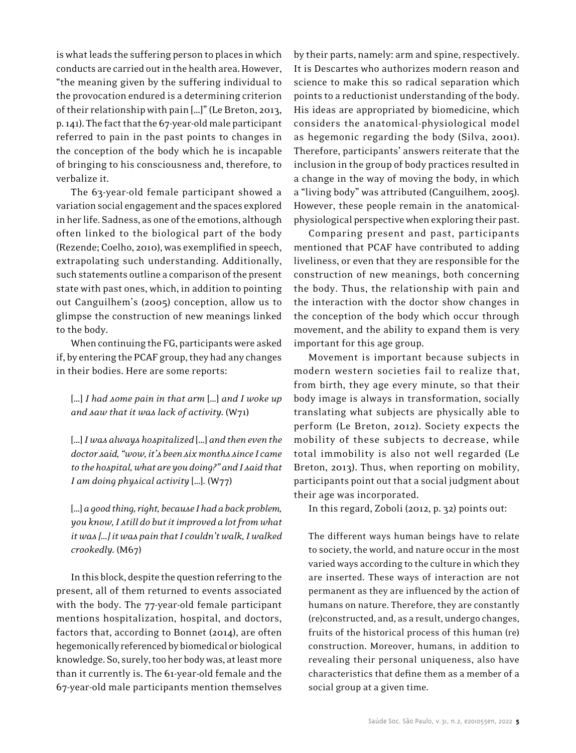is what leads the suffering person to places in which conducts are carried out in the health area. However, "the meaning given by the suffering individual to the provocation endured is a determining criterion of their relationship with pain [...]" (Le Breton, 2013, p. 141). The fact that the 67-year-old male participant referred to pain in the past points to changes in the conception of the body which he is incapable of bringing to his consciousness and, therefore, to verbalize it.

The 63-year-old female participant showed a variation social engagement and the spaces explored in her life. Sadness, as one of the emotions, although often linked to the biological part of the body (Rezende; Coelho, 2010), was exemplified in speech, extrapolating such understanding. Additionally, such statements outline a comparison of the present state with past ones, which, in addition to pointing out Canguilhem's (2005) conception, allow us to glimpse the construction of new meanings linked to the body.

When continuing the FG, participants were asked if, by entering the PCAF group, they had any changes in their bodies. Here are some reports:

> [...] *I had some pain in that arm* [...] *and I woke up and saw that it was lack of activity.* (W71)

> [...] *I was always hospitalized* [...] *and then even the doctor said, "wow, it's been six months since I came to the hospital, what are you doing?" and I said that I am doing physical activity* [...]. (W77)

> [...] *a good thing, right, because I had a back problem, you know, I still do but it improved a lot from what it was [...] it was pain that I couldn't walk, I walked crookedly.* (M67)

In this block, despite the question referring to the present, all of them returned to events associated with the body. The 77-year-old female participant mentions hospitalization, hospital, and doctors, factors that, according to Bonnet (2014), are often hegemonically referenced by biomedical or biological knowledge. So, surely, too her body was, at least more than it currently is. The 61-year-old female and the 67-year-old male participants mention themselves by their parts, namely: arm and spine, respectively. It is Descartes who authorizes modern reason and science to make this so radical separation which points to a reductionist understanding of the body. His ideas are appropriated by biomedicine, which considers the anatomical-physiological model as hegemonic regarding the body (Silva, 2001). Therefore, participants' answers reiterate that the inclusion in the group of body practices resulted in a change in the way of moving the body, in which a "living body" was attributed (Canguilhem, 2005). However, these people remain in the anatomical-physiological perspective when exploring their past.

Comparing present and past, participants mentioned that PCAF have contributed to adding liveliness, or even that they are responsible for the construction of new meanings, both concerning the body. Thus, the relationship with pain and the interaction with the doctor show changes in the conception of the body which occur through movement, and the ability to expand them is very important for this age group.

Movement is important because subjects in modern western societies fail to realize that, from birth, they age every minute, so that their body image is always in transformation, socially translating what subjects are physically able to perform (Le Breton, 2012). Society expects the mobility of these subjects to decrease, while total immobility is also not well regarded (Le Breton, 2013). Thus, when reporting on mobility, participants point out that a social judgment about their age was incorporated.

In this regard, Zoboli (2012, p. 32) points out:

> The different ways human beings have to relate to society, the world, and nature occur in the most varied ways according to the culture in which they are inserted. These ways of interaction are not permanent as they are influenced by the action of humans on nature. Therefore, they are constantly (re)constructed, and, as a result, undergo changes, fruits of the historical process of this human (re) construction. Moreover, humans, in addition to revealing their personal uniqueness, also have characteristics that define them as a member of a social group at a given time.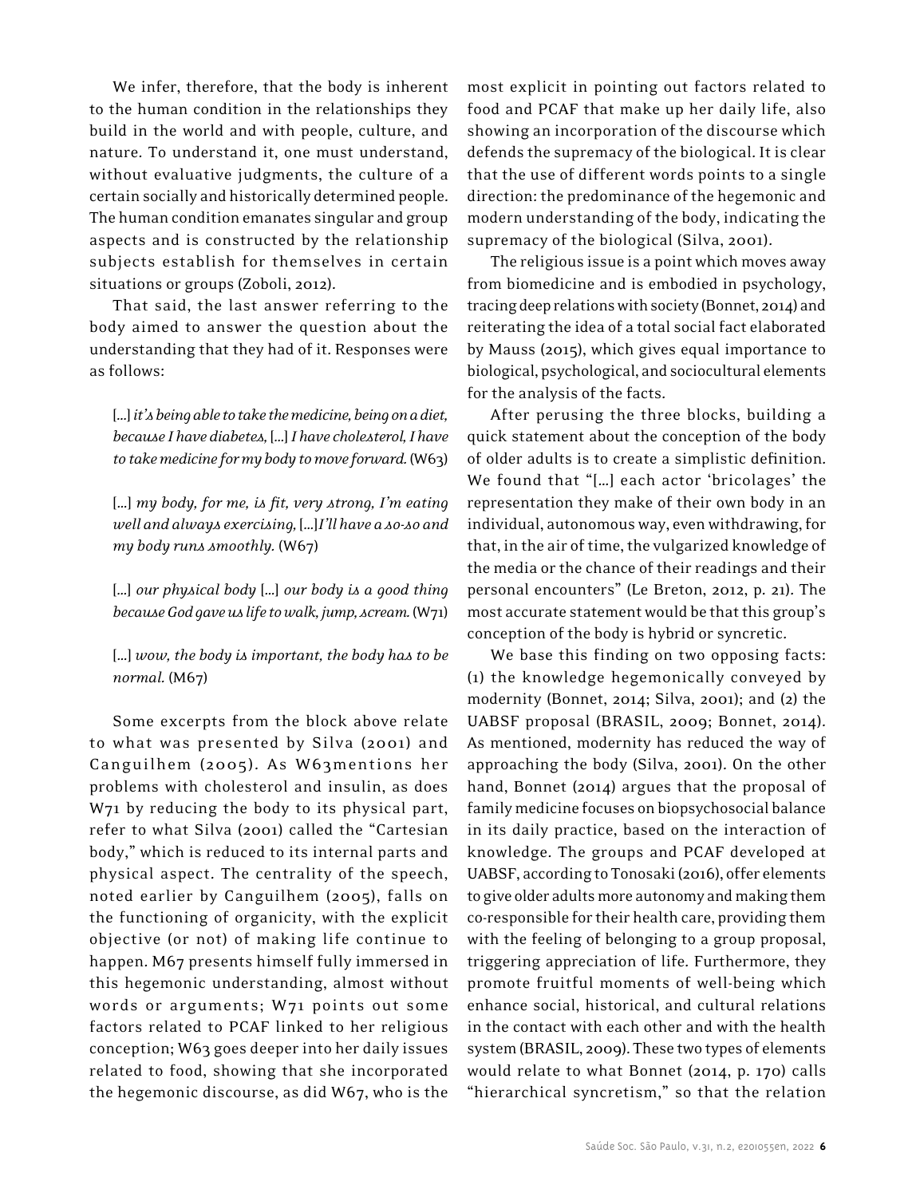We infer, therefore, that the body is inherent to the human condition in the relationships they build in the world and with people, culture, and nature. To understand it, one must understand, without evaluative judgments, the culture of a certain socially and historically determined people. The human condition emanates singular and group aspects and is constructed by the relationship subjects establish for themselves in certain situations or groups (Zoboli, 2012).

That said, the last answer referring to the body aimed to answer the question about the understanding that they had of it. Responses were as follows:

> [...] *it's being able to take the medicine, being on a diet, because I have diabetes,* [...] *I have cholesterol, I have to take medicine for my body to move forward.* (W63)
>
> [...] *my body, for me, is fit, very strong, I'm eating well and always exercising,* [...]*I'll have a so-so and my body runs smoothly.* (W67)
>
> [...] *our physical body* [...] *our body is a good thing because God gave us life to walk, jump, scream.* (W71)
>
> [...] *wow, the body is important, the body has to be normal.* (M67)

Some excerpts from the block above relate to what was presented by Silva (2001) and Canguilhem (2005). As W63mentions her problems with cholesterol and insulin, as does W71 by reducing the body to its physical part, refer to what Silva (2001) called the "Cartesian body," which is reduced to its internal parts and physical aspect. The centrality of the speech, noted earlier by Canguilhem (2005), falls on the functioning of organicity, with the explicit objective (or not) of making life continue to happen. M67 presents himself fully immersed in this hegemonic understanding, almost without words or arguments; W71 points out some factors related to PCAF linked to her religious conception; W63 goes deeper into her daily issues related to food, showing that she incorporated the hegemonic discourse, as did W67, who is the most explicit in pointing out factors related to food and PCAF that make up her daily life, also showing an incorporation of the discourse which defends the supremacy of the biological. It is clear that the use of different words points to a single direction: the predominance of the hegemonic and modern understanding of the body, indicating the supremacy of the biological (Silva, 2001).

The religious issue is a point which moves away from biomedicine and is embodied in psychology, tracing deep relations with society (Bonnet, 2014) and reiterating the idea of a total social fact elaborated by Mauss (2015), which gives equal importance to biological, psychological, and sociocultural elements for the analysis of the facts.

After perusing the three blocks, building a quick statement about the conception of the body of older adults is to create a simplistic definition. We found that "[...] each actor 'bricolages' the representation they make of their own body in an individual, autonomous way, even withdrawing, for that, in the air of time, the vulgarized knowledge of the media or the chance of their readings and their personal encounters" (Le Breton, 2012, p. 21). The most accurate statement would be that this group's conception of the body is hybrid or syncretic.

We base this finding on two opposing facts: (1) the knowledge hegemonically conveyed by modernity (Bonnet, 2014; Silva, 2001); and (2) the UABSF proposal (BRASIL, 2009; Bonnet, 2014). As mentioned, modernity has reduced the way of approaching the body (Silva, 2001). On the other hand, Bonnet (2014) argues that the proposal of family medicine focuses on biopsychosocial balance in its daily practice, based on the interaction of knowledge. The groups and PCAF developed at UABSF, according to Tonosaki (2016), offer elements to give older adults more autonomy and making them co-responsible for their health care, providing them with the feeling of belonging to a group proposal, triggering appreciation of life. Furthermore, they promote fruitful moments of well-being which enhance social, historical, and cultural relations in the contact with each other and with the health system (BRASIL, 2009). These two types of elements would relate to what Bonnet (2014, p. 170) calls "hierarchical syncretism," so that the relation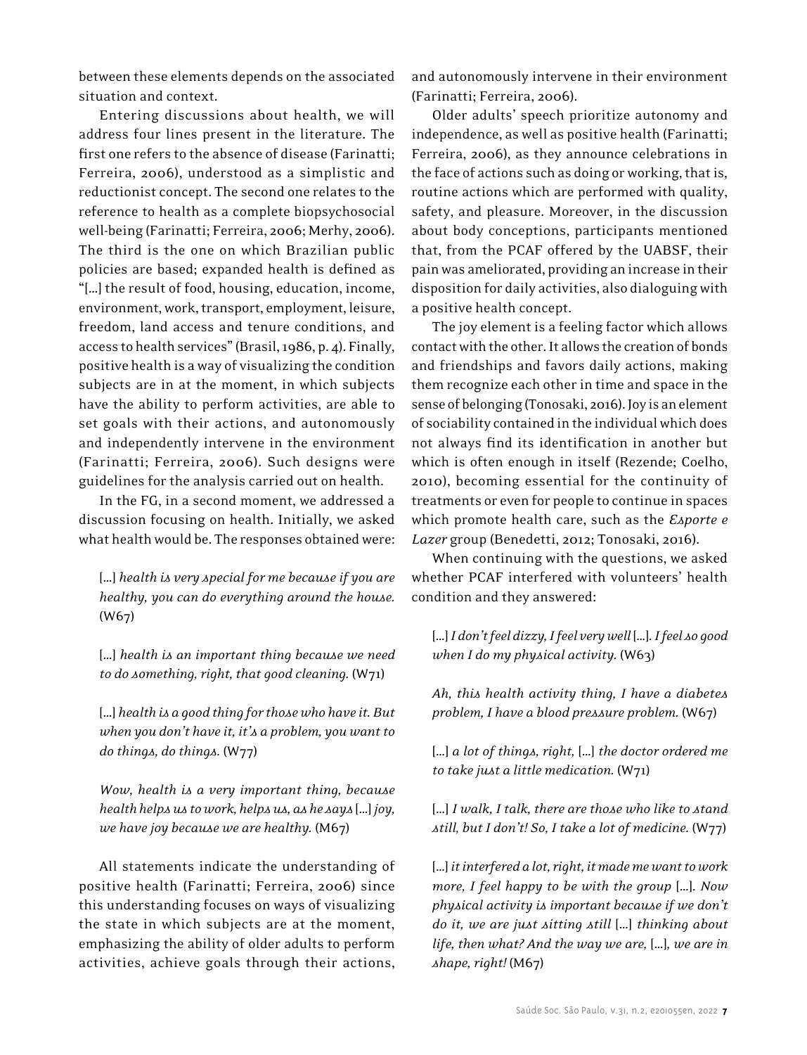between these elements depends on the associated situation and context.

Entering discussions about health, we will address four lines present in the literature. The first one refers to the absence of disease (Farinatti; Ferreira, 2006), understood as a simplistic and reductionist concept. The second one relates to the reference to health as a complete biopsychosocial well-being (Farinatti; Ferreira, 2006; Merhy, 2006). The third is the one on which Brazilian public policies are based; expanded health is defined as "[...] the result of food, housing, education, income, environment, work, transport, employment, leisure, freedom, land access and tenure conditions, and access to health services" (Brasil, 1986, p. 4). Finally, positive health is a way of visualizing the condition subjects are in at the moment, in which subjects have the ability to perform activities, are able to set goals with their actions, and autonomously and independently intervene in the environment (Farinatti; Ferreira, 2006). Such designs were guidelines for the analysis carried out on health.

In the FG, in a second moment, we addressed a discussion focusing on health. Initially, we asked what health would be. The responses obtained were:

> [...] *health is very special for me because if you are healthy, you can do everything around the house.* (W67)

> [...] *health is an important thing because we need to do something, right, that good cleaning.* (W71)

> [...] *health is a good thing for those who have it. But when you don't have it, it's a problem, you want to do things, do things.* (W77)

> *Wow, health is a very important thing, because health helps us to work, helps us, as he says* [...] *joy, we have joy because we are healthy.* (M67)

All statements indicate the understanding of positive health (Farinatti; Ferreira, 2006) since this understanding focuses on ways of visualizing the state in which subjects are at the moment, emphasizing the ability of older adults to perform activities, achieve goals through their actions, and autonomously intervene in their environment (Farinatti; Ferreira, 2006).

Older adults' speech prioritize autonomy and independence, as well as positive health (Farinatti; Ferreira, 2006), as they announce celebrations in the face of actions such as doing or working, that is, routine actions which are performed with quality, safety, and pleasure. Moreover, in the discussion about body conceptions, participants mentioned that, from the PCAF offered by the UABSF, their pain was ameliorated, providing an increase in their disposition for daily activities, also dialoguing with a positive health concept.

The joy element is a feeling factor which allows contact with the other. It allows the creation of bonds and friendships and favors daily actions, making them recognize each other in time and space in the sense of belonging (Tonosaki, 2016). Joy is an element of sociability contained in the individual which does not always find its identification in another but which is often enough in itself (Rezende; Coelho, 2010), becoming essential for the continuity of treatments or even for people to continue in spaces which promote health care, such as the *Esporte e Lazer* group (Benedetti, 2012; Tonosaki, 2016).

When continuing with the questions, we asked whether PCAF interfered with volunteers' health condition and they answered:

> [...] *I don't feel dizzy, I feel very well* [...]. *I feel so good when I do my physical activity.* (W63)

> *Ah, this health activity thing, I have a diabetes problem, I have a blood pressure problem.* (W67)

> [...] *a lot of things, right,* [...] *the doctor ordered me to take just a little medication.* (W71)

> [...] *I walk, I talk, there are those who like to stand still, but I don't! So, I take a lot of medicine.* (W77)

> [...] *it interfered a lot, right, it made me want to work more, I feel happy to be with the group* [...]. *Now physical activity is important because if we don't do it, we are just sitting still* [...] *thinking about life, then what? And the way we are,* [...], *we are in shape, right!* (M67)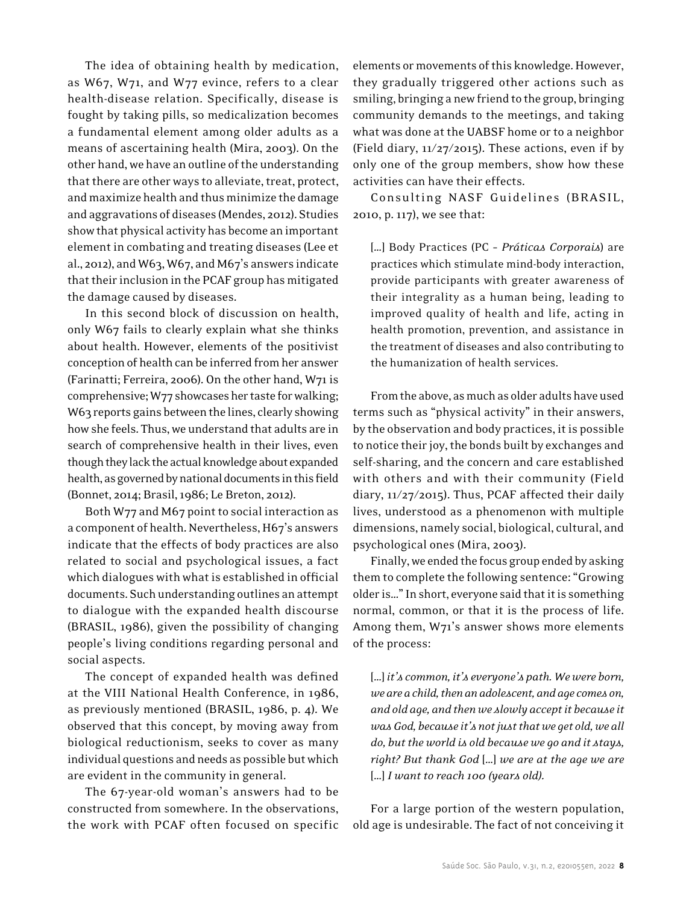The idea of obtaining health by medication, as W67, W71, and W77 evince, refers to a clear health-disease relation. Specifically, disease is fought by taking pills, so medicalization becomes a fundamental element among older adults as a means of ascertaining health (Mira, 2003). On the other hand, we have an outline of the understanding that there are other ways to alleviate, treat, protect, and maximize health and thus minimize the damage and aggravations of diseases (Mendes, 2012). Studies show that physical activity has become an important element in combating and treating diseases (Lee et al., 2012), and W63, W67, and M67's answers indicate that their inclusion in the PCAF group has mitigated the damage caused by diseases.

In this second block of discussion on health, only W67 fails to clearly explain what she thinks about health. However, elements of the positivist conception of health can be inferred from her answer (Farinatti; Ferreira, 2006). On the other hand, W71 is comprehensive; W77 showcases her taste for walking; W63 reports gains between the lines, clearly showing how she feels. Thus, we understand that adults are in search of comprehensive health in their lives, even though they lack the actual knowledge about expanded health, as governed by national documents in this field (Bonnet, 2014; Brasil, 1986; Le Breton, 2012).

Both W77 and M67 point to social interaction as a component of health. Nevertheless, H67's answers indicate that the effects of body practices are also related to social and psychological issues, a fact which dialogues with what is established in official documents. Such understanding outlines an attempt to dialogue with the expanded health discourse (BRASIL, 1986), given the possibility of changing people's living conditions regarding personal and social aspects.

The concept of expanded health was defined at the VIII National Health Conference, in 1986, as previously mentioned (BRASIL, 1986, p. 4). We observed that this concept, by moving away from biological reductionism, seeks to cover as many individual questions and needs as possible but which are evident in the community in general.

The 67-year-old woman's answers had to be constructed from somewhere. In the observations, the work with PCAF often focused on specific elements or movements of this knowledge. However, they gradually triggered other actions such as smiling, bringing a new friend to the group, bringing community demands to the meetings, and taking what was done at the UABSF home or to a neighbor (Field diary, 11/27/2015). These actions, even if by only one of the group members, show how these activities can have their effects.

Consulting NASF Guidelines (BRASIL, 2010, p. 117), we see that:

> [...] Body Practices (PC – *Práticas Corporais*) are practices which stimulate mind-body interaction, provide participants with greater awareness of their integrality as a human being, leading to improved quality of health and life, acting in health promotion, prevention, and assistance in the treatment of diseases and also contributing to the humanization of health services.

From the above, as much as older adults have used terms such as "physical activity" in their answers, by the observation and body practices, it is possible to notice their joy, the bonds built by exchanges and self-sharing, and the concern and care established with others and with their community (Field diary, 11/27/2015). Thus, PCAF affected their daily lives, understood as a phenomenon with multiple dimensions, namely social, biological, cultural, and psychological ones (Mira, 2003).

Finally, we ended the focus group ended by asking them to complete the following sentence: "Growing older is..." In short, everyone said that it is something normal, common, or that it is the process of life. Among them, W71's answer shows more elements of the process:

> [...] *it's common, it's everyone's path. We were born, we are a child, then an adolescent, and age comes on, and old age, and then we slowly accept it because it was God, because it's not just that we get old, we all do, but the world is old because we go and it stays, right? But thank God* [...] *we are at the age we are* [...] *I want to reach 100 (years old).*

For a large portion of the western population, old age is undesirable. The fact of not conceiving it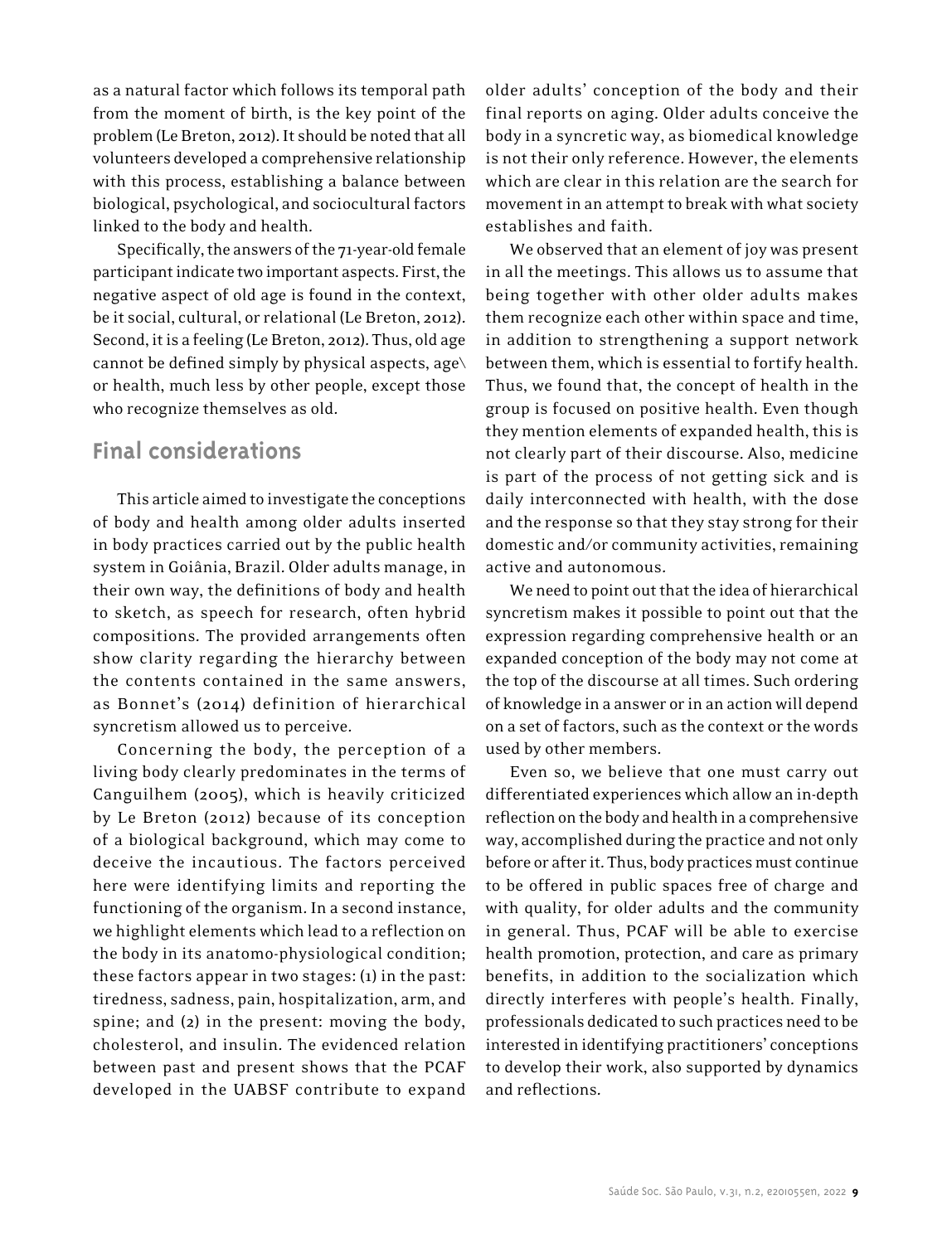as a natural factor which follows its temporal path from the moment of birth, is the key point of the problem (Le Breton, 2012). It should be noted that all volunteers developed a comprehensive relationship with this process, establishing a balance between biological, psychological, and sociocultural factors linked to the body and health.

Specifically, the answers of the 71-year-old female participant indicate two important aspects. First, the negative aspect of old age is found in the context, be it social, cultural, or relational (Le Breton, 2012). Second, it is a feeling (Le Breton, 2012). Thus, old age cannot be defined simply by physical aspects, age\ or health, much less by other people, except those who recognize themselves as old.

## Final considerations

This article aimed to investigate the conceptions of body and health among older adults inserted in body practices carried out by the public health system in Goiânia, Brazil. Older adults manage, in their own way, the definitions of body and health to sketch, as speech for research, often hybrid compositions. The provided arrangements often show clarity regarding the hierarchy between the contents contained in the same answers, as Bonnet's (2014) definition of hierarchical syncretism allowed us to perceive.

Concerning the body, the perception of a living body clearly predominates in the terms of Canguilhem (2005), which is heavily criticized by Le Breton (2012) because of its conception of a biological background, which may come to deceive the incautious. The factors perceived here were identifying limits and reporting the functioning of the organism. In a second instance, we highlight elements which lead to a reflection on the body in its anatomo-physiological condition; these factors appear in two stages: (1) in the past: tiredness, sadness, pain, hospitalization, arm, and spine; and (2) in the present: moving the body, cholesterol, and insulin. The evidenced relation between past and present shows that the PCAF developed in the UABSF contribute to expand older adults' conception of the body and their final reports on aging. Older adults conceive the body in a syncretic way, as biomedical knowledge is not their only reference. However, the elements which are clear in this relation are the search for movement in an attempt to break with what society establishes and faith.

We observed that an element of joy was present in all the meetings. This allows us to assume that being together with other older adults makes them recognize each other within space and time, in addition to strengthening a support network between them, which is essential to fortify health. Thus, we found that, the concept of health in the group is focused on positive health. Even though they mention elements of expanded health, this is not clearly part of their discourse. Also, medicine is part of the process of not getting sick and is daily interconnected with health, with the dose and the response so that they stay strong for their domestic and/or community activities, remaining active and autonomous.

We need to point out that the idea of hierarchical syncretism makes it possible to point out that the expression regarding comprehensive health or an expanded conception of the body may not come at the top of the discourse at all times. Such ordering of knowledge in a answer or in an action will depend on a set of factors, such as the context or the words used by other members.

Even so, we believe that one must carry out differentiated experiences which allow an in-depth reflection on the body and health in a comprehensive way, accomplished during the practice and not only before or after it. Thus, body practices must continue to be offered in public spaces free of charge and with quality, for older adults and the community in general. Thus, PCAF will be able to exercise health promotion, protection, and care as primary benefits, in addition to the socialization which directly interferes with people's health. Finally, professionals dedicated to such practices need to be interested in identifying practitioners' conceptions to develop their work, also supported by dynamics and reflections.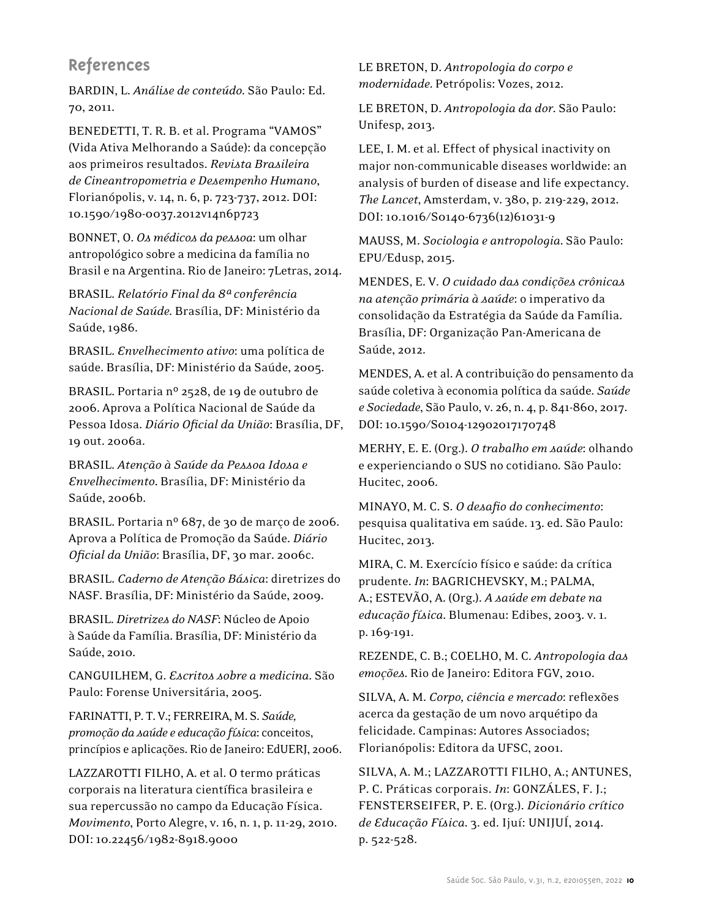## References

BARDIN, L. *Análise de conteúdo*. São Paulo: Ed. 70, 2011.

BENEDETTI, T. R. B. et al. Programa "VAMOS" (Vida Ativa Melhorando a Saúde): da concepção aos primeiros resultados. *Revista Brasileira de Cineantropometria e Desempenho Humano*, Florianópolis, v. 14, n. 6, p. 723-737, 2012. DOI: 10.1590/1980-0037.2012v14n6p723

BONNET, O. *Os médicos da pessoa*: um olhar antropológico sobre a medicina da família no Brasil e na Argentina. Rio de Janeiro: 7Letras, 2014.

BRASIL. *Relatório Final da 8ª conferência Nacional de Saúde*. Brasília, DF: Ministério da Saúde, 1986.

BRASIL. *Envelhecimento ativo*: uma política de saúde. Brasília, DF: Ministério da Saúde, 2005.

BRASIL. Portaria nº 2528, de 19 de outubro de 2006. Aprova a Política Nacional de Saúde da Pessoa Idosa. *Diário Oficial da União*: Brasília, DF, 19 out. 2006a.

BRASIL. *Atenção à Saúde da Pessoa Idosa e Envelhecimento*. Brasília, DF: Ministério da Saúde, 2006b.

BRASIL. Portaria nº 687, de 30 de março de 2006. Aprova a Política de Promoção da Saúde. *Diário Oficial da União*: Brasília, DF, 30 mar. 2006c.

BRASIL. *Caderno de Atenção Básica*: diretrizes do NASF. Brasília, DF: Ministério da Saúde, 2009.

BRASIL. *Diretrizes do NASF*: Núcleo de Apoio à Saúde da Família. Brasília, DF: Ministério da Saúde, 2010.

CANGUILHEM, G. *Escritos sobre a medicina*. São Paulo: Forense Universitária, 2005.

FARINATTI, P. T. V.; FERREIRA, M. S. *Saúde, promoção da saúde e educação física*: conceitos, princípios e aplicações. Rio de Janeiro: EdUERJ, 2006.

LAZZAROTTI FILHO, A. et al. O termo práticas corporais na literatura científica brasileira e sua repercussão no campo da Educação Física. *Movimento*, Porto Alegre, v. 16, n. 1, p. 11-29, 2010. DOI: 10.22456/1982-8918.9000

LE BRETON, D. *Antropologia do corpo e modernidade*. Petrópolis: Vozes, 2012.

LE BRETON, D. *Antropologia da dor*. São Paulo: Unifesp, 2013.

LEE, I. M. et al. Effect of physical inactivity on major non-communicable diseases worldwide: an analysis of burden of disease and life expectancy. *The Lancet*, Amsterdam, v. 380, p. 219-229, 2012. DOI: 10.1016/S0140-6736(12)61031-9

MAUSS, M. *Sociologia e antropologia*. São Paulo: EPU/Edusp, 2015.

MENDES, E. V. *O cuidado das condições crônicas na atenção primária à saúde*: o imperativo da consolidação da Estratégia da Saúde da Família. Brasília, DF: Organização Pan-Americana de Saúde, 2012.

MENDES, A. et al. A contribuição do pensamento da saúde coletiva à economia política da saúde. *Saúde e Sociedade*, São Paulo, v. 26, n. 4, p. 841-860, 2017. DOI: 10.1590/S0104-12902017170748

MERHY, E. E. (Org.). *O trabalho em saúde*: olhando e experienciando o SUS no cotidiano. São Paulo: Hucitec, 2006.

MINAYO, M. C. S. *O desafio do conhecimento*: pesquisa qualitativa em saúde. 13. ed. São Paulo: Hucitec, 2013.

MIRA, C. M. Exercício físico e saúde: da crítica prudente. *In*: BAGRICHEVSKY, M.; PALMA, A.; ESTEVÃO, A. (Org.). *A saúde em debate na educação física*. Blumenau: Edibes, 2003. v. 1. p. 169-191.

REZENDE, C. B.; COELHO, M. C. *Antropologia das emoções*. Rio de Janeiro: Editora FGV, 2010.

SILVA, A. M. *Corpo, ciência e mercado*: reflexões acerca da gestação de um novo arquétipo da felicidade. Campinas: Autores Associados; Florianópolis: Editora da UFSC, 2001.

SILVA, A. M.; LAZZAROTTI FILHO, A.; ANTUNES, P. C. Práticas corporais. *In*: GONZÁLES, F. J.; FENSTERSEIFER, P. E. (Org.). *Dicionário crítico de Educação Física*. 3. ed. Ijuí: UNIJUÍ, 2014. p. 522-528.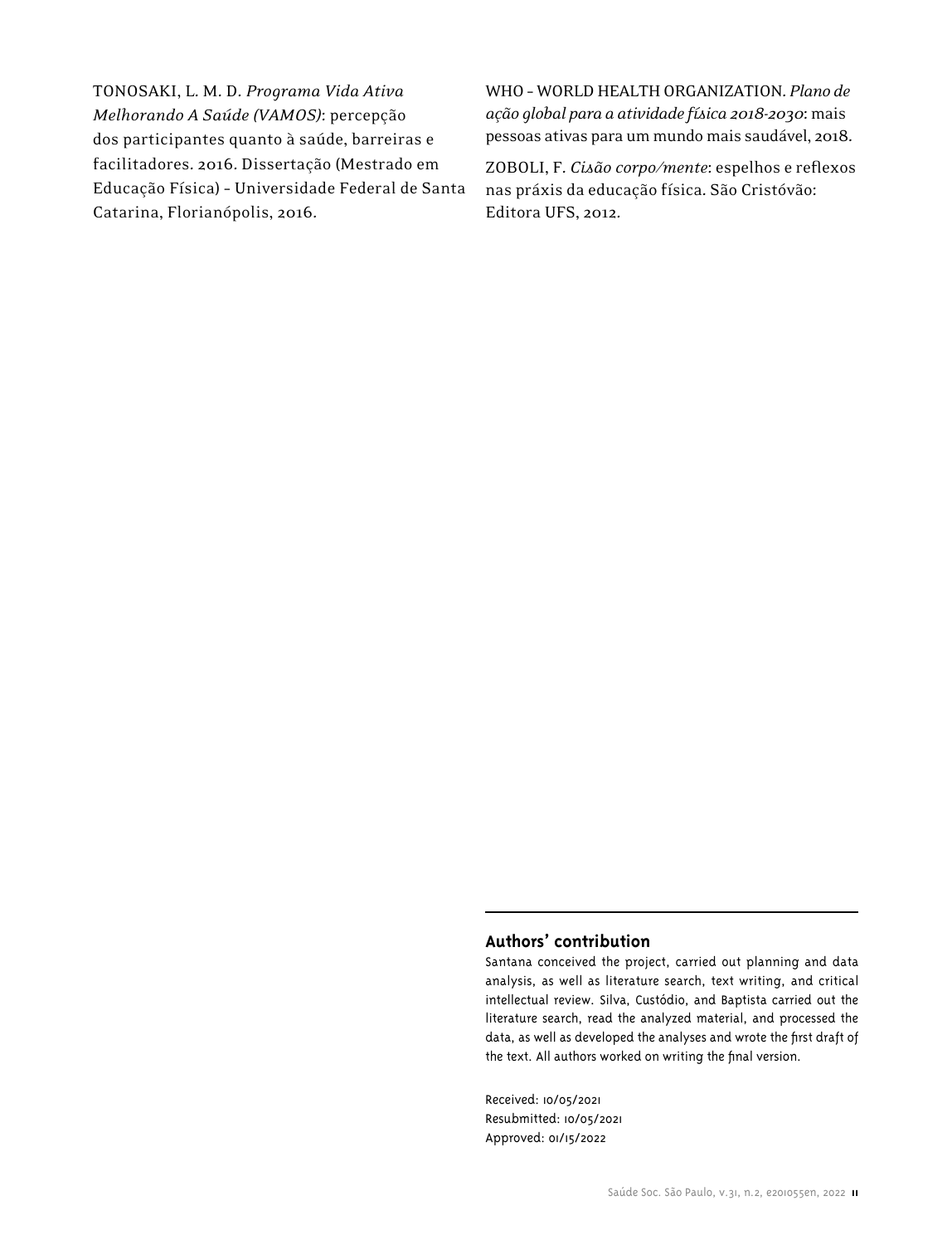TONOSAKI, L. M. D. *Programa Vida Ativa Melhorando A Saúde (VAMOS)*: percepção dos participantes quanto à saúde, barreiras e facilitadores. 2016. Dissertação (Mestrado em Educação Física) - Universidade Federal de Santa Catarina, Florianópolis, 2016.

WHO - WORLD HEALTH ORGANIZATION. *Plano de ação global para a atividade física 2018-2030*: mais pessoas ativas para um mundo mais saudável, 2018.

ZOBOLI, F. *Cisão corpo/mente*: espelhos e reflexos nas práxis da educação física. São Cristóvão: Editora UFS, 2012.

## Authors' contribution

Santana conceived the project, carried out planning and data analysis, as well as literature search, text writing, and critical intellectual review. Silva, Custódio, and Baptista carried out the literature search, read the analyzed material, and processed the data, as well as developed the analyses and wrote the first draft of the text. All authors worked on writing the final version.

Received: 10/05/2021
Resubmitted: 10/05/2021
Approved: 01/15/2022